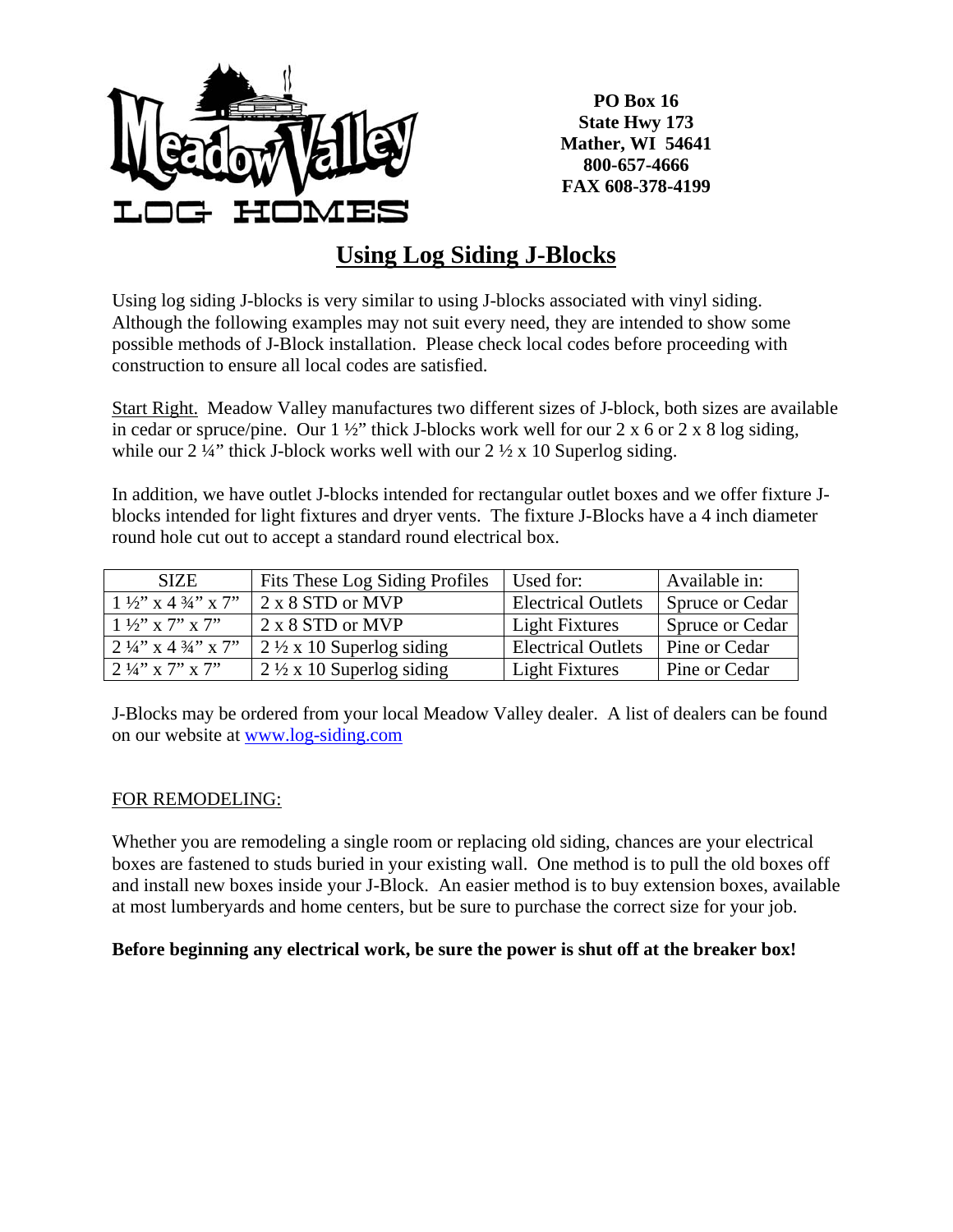**PO Box 16**
**State Hwy 173**
**Mather, WI 54641**
**800-657-4666**
**FAX 608-378-4199**

# Using Log Siding J-Blocks

Using log siding J-blocks is very similar to using J-blocks associated with vinyl siding. Although the following examples may not suit every need, they are intended to show some possible methods of J-Block installation. Please check local codes before proceeding with construction to ensure all local codes are satisfied.

Start Right. Meadow Valley manufactures two different sizes of J-block, both sizes are available in cedar or spruce/pine. Our 1 ½" thick J-blocks work well for our 2 x 6 or 2 x 8 log siding, while our 2 ¼" thick J-block works well with our 2 ½ x 10 Superlog siding.

In addition, we have outlet J-blocks intended for rectangular outlet boxes and we offer fixture J-blocks intended for light fixtures and dryer vents. The fixture J-Blocks have a 4 inch diameter round hole cut out to accept a standard round electrical box.

| SIZE | Fits These Log Siding Profiles | Used for: | Available in: |
|---|---|---|---|
| 1 ½" x 4 ¾" x 7" | 2 x 8 STD or MVP | Electrical Outlets | Spruce or Cedar |
| 1 ½" x 7" x 7" | 2 x 8 STD or MVP | Light Fixtures | Spruce or Cedar |
| 2 ¼" x 4 ¾" x 7" | 2 ½ x 10 Superlog siding | Electrical Outlets | Pine or Cedar |
| 2 ¼" x 7" x 7" | 2 ½ x 10 Superlog siding | Light Fixtures | Pine or Cedar |

J-Blocks may be ordered from your local Meadow Valley dealer. A list of dealers can be found on our website at www.log-siding.com

FOR REMODELING:

Whether you are remodeling a single room or replacing old siding, chances are your electrical boxes are fastened to studs buried in your existing wall. One method is to pull the old boxes off and install new boxes inside your J-Block. An easier method is to buy extension boxes, available at most lumberyards and home centers, but be sure to purchase the correct size for your job.

**Before beginning any electrical work, be sure the power is shut off at the breaker box!**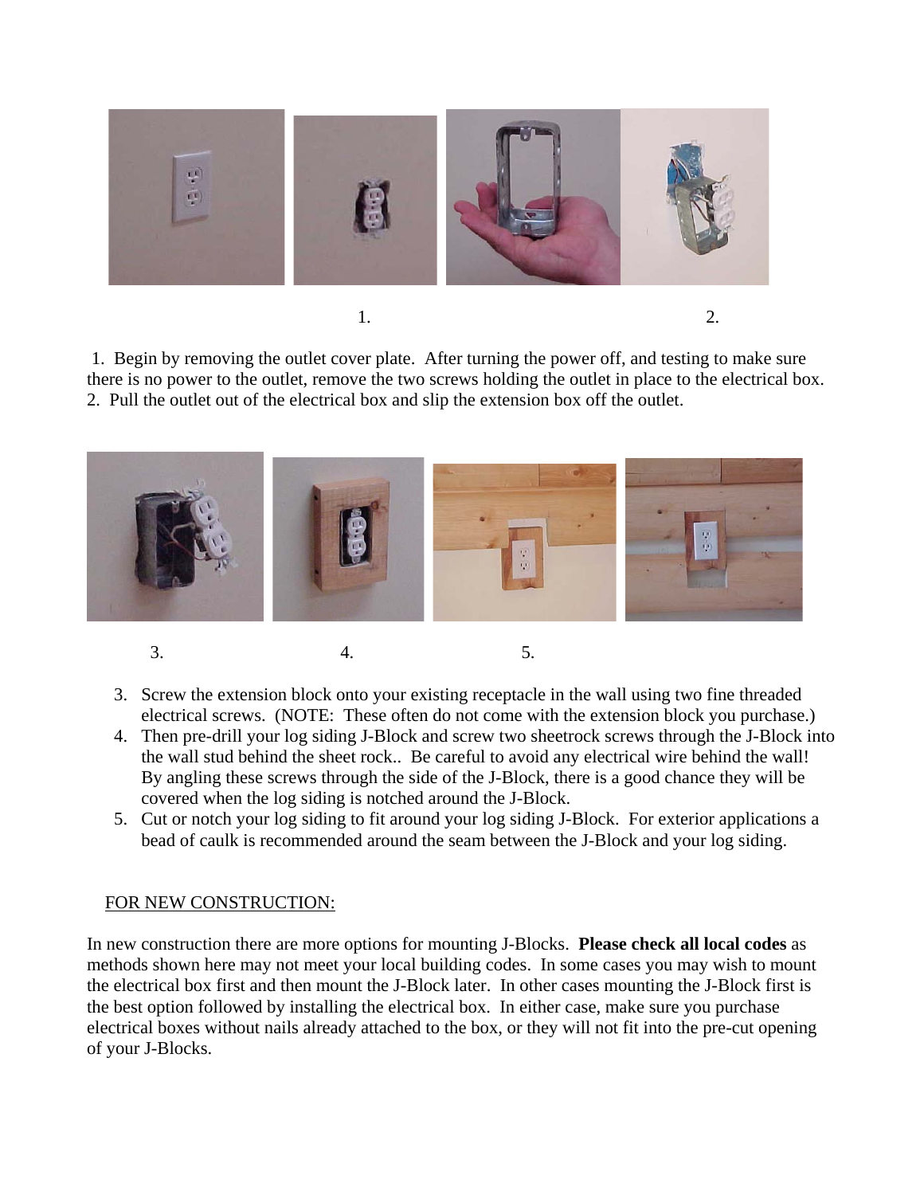1. 2.

1. Begin by removing the outlet cover plate. After turning the power off, and testing to make sure there is no power to the outlet, remove the two screws holding the outlet in place to the electrical box.
2. Pull the outlet out of the electrical box and slip the extension box off the outlet.

3. 4. 5.

3. Screw the extension block onto your existing receptacle in the wall using two fine threaded electrical screws. (NOTE: These often do not come with the extension block you purchase.)
4. Then pre-drill your log siding J-Block and screw two sheetrock screws through the J-Block into the wall stud behind the sheet rock.. Be careful to avoid any electrical wire behind the wall! By angling these screws through the side of the J-Block, there is a good chance they will be covered when the log siding is notched around the J-Block.
5. Cut or notch your log siding to fit around your log siding J-Block. For exterior applications a bead of caulk is recommended around the seam between the J-Block and your log siding.

## FOR NEW CONSTRUCTION:

In new construction there are more options for mounting J-Blocks. **Please check all local codes** as methods shown here may not meet your local building codes. In some cases you may wish to mount the electrical box first and then mount the J-Block later. In other cases mounting the J-Block first is the best option followed by installing the electrical box. In either case, make sure you purchase electrical boxes without nails already attached to the box, or they will not fit into the pre-cut opening of your J-Blocks.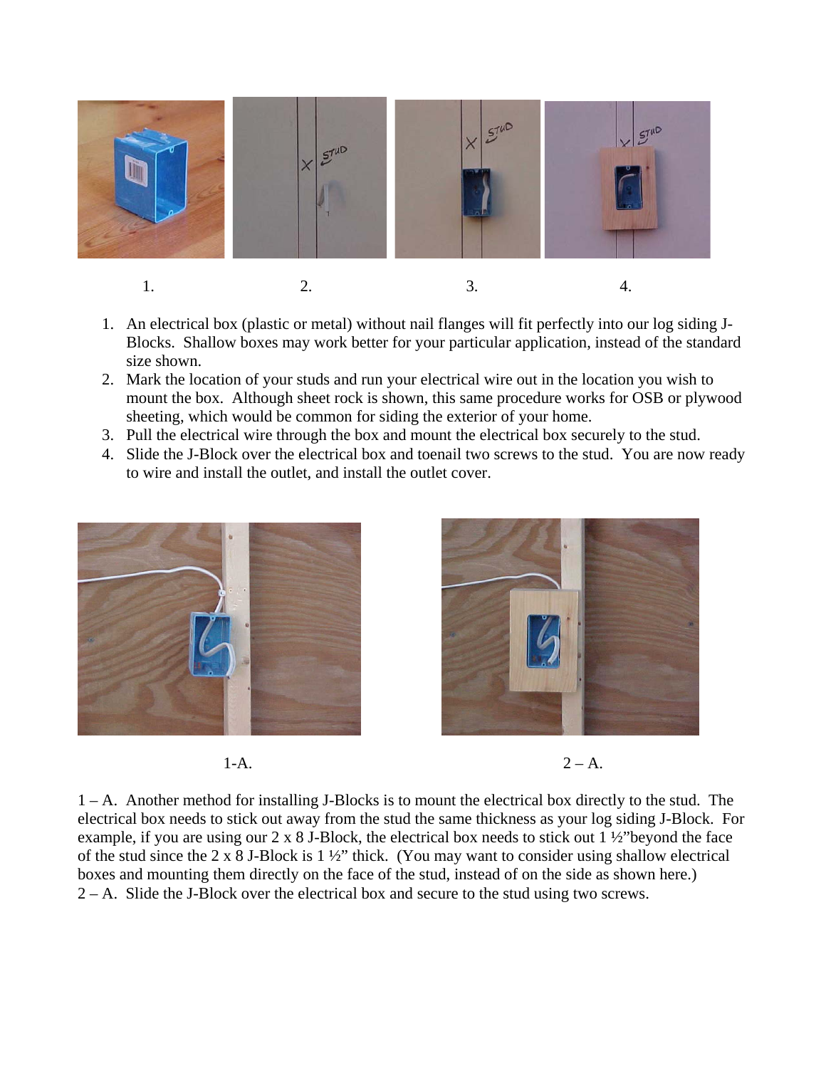1. 2. 3. 4.

1. An electrical box (plastic or metal) without nail flanges will fit perfectly into our log siding J-Blocks. Shallow boxes may work better for your particular application, instead of the standard size shown.
2. Mark the location of your studs and run your electrical wire out in the location you wish to mount the box. Although sheet rock is shown, this same procedure works for OSB or plywood sheeting, which would be common for siding the exterior of your home.
3. Pull the electrical wire through the box and mount the electrical box securely to the stud.
4. Slide the J-Block over the electrical box and toenail two screws to the stud. You are now ready to wire and install the outlet, and install the outlet cover.

1-A. 2 – A.

1 – A. Another method for installing J-Blocks is to mount the electrical box directly to the stud. The electrical box needs to stick out away from the stud the same thickness as your log siding J-Block. For example, if you are using our 2 x 8 J-Block, the electrical box needs to stick out 1 ½"beyond the face of the stud since the 2 x 8 J-Block is 1 ½" thick. (You may want to consider using shallow electrical boxes and mounting them directly on the face of the stud, instead of on the side as shown here.)
2 – A. Slide the J-Block over the electrical box and secure to the stud using two screws.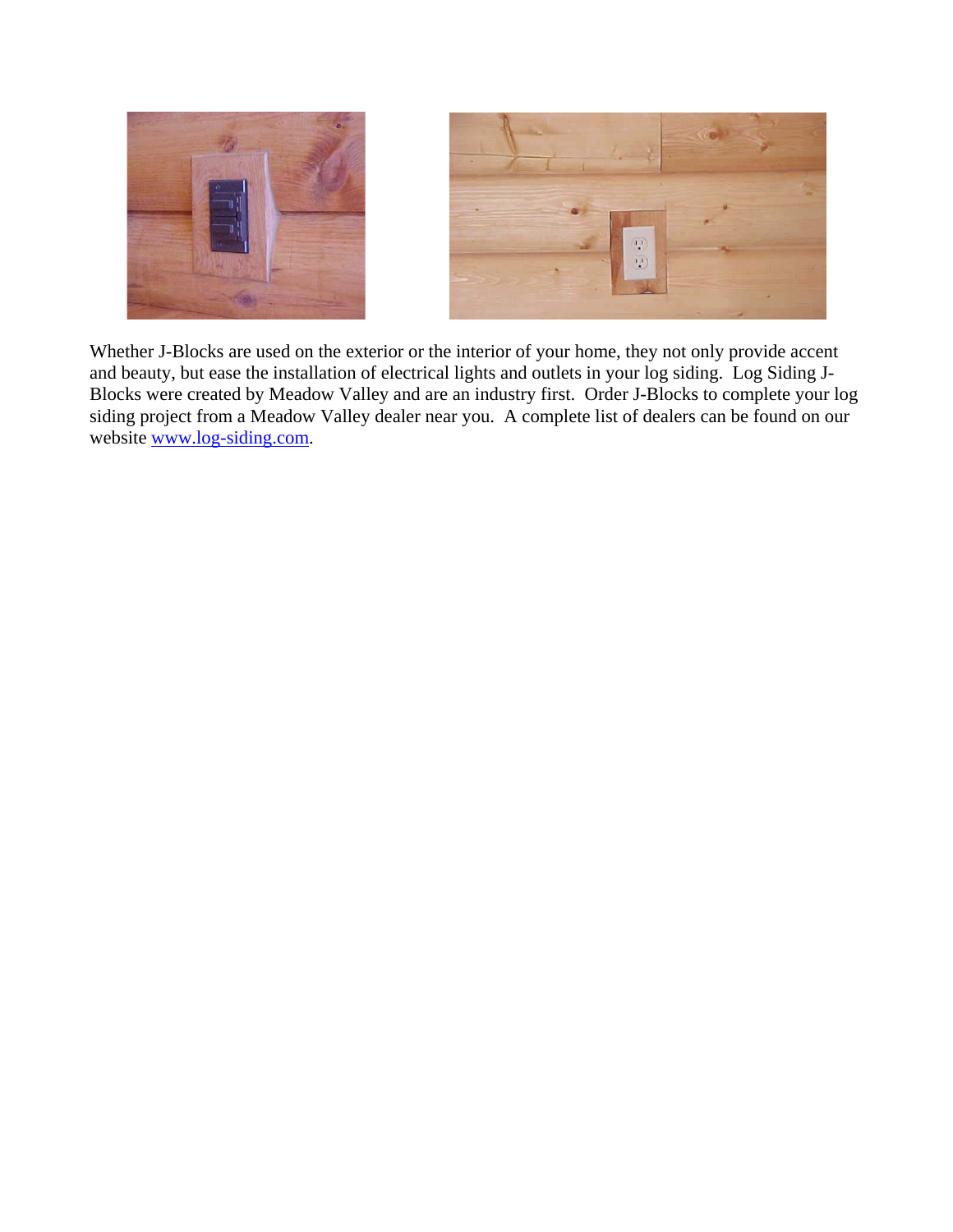Whether J-Blocks are used on the exterior or the interior of your home, they not only provide accent and beauty, but ease the installation of electrical lights and outlets in your log siding. Log Siding J-Blocks were created by Meadow Valley and are an industry first. Order J-Blocks to complete your log siding project from a Meadow Valley dealer near you. A complete list of dealers can be found on our website www.log-siding.com.